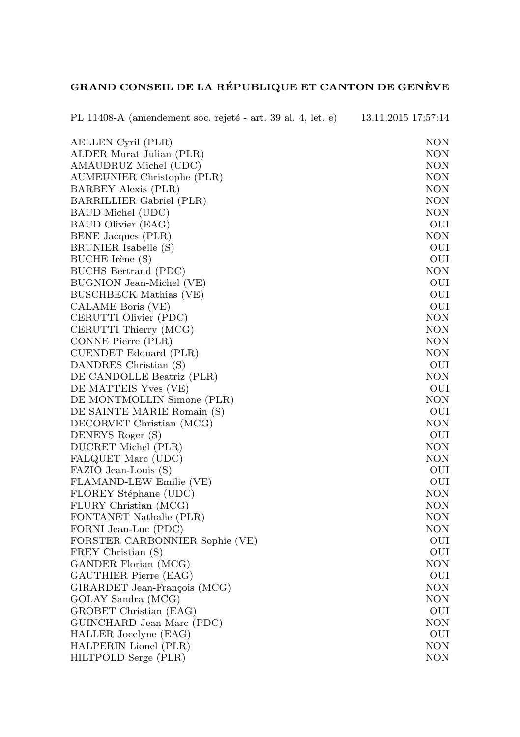**GRAND CONSEIL DE LA RÉPUBLIQUE ET CANTON DE GENÈVE**

PL 11408-A (amendement soc. rejeté - art. 39 al. 4, let. e) 13.11.2015 17:57:14

| | |
|---|---|
| AELLEN Cyril (PLR) | NON |
| ALDER Murat Julian (PLR) | NON |
| AMAUDRUZ Michel (UDC) | NON |
| AUMEUNIER Christophe (PLR) | NON |
| BARBEY Alexis (PLR) | NON |
| BARRILLIER Gabriel (PLR) | NON |
| BAUD Michel (UDC) | NON |
| BAUD Olivier (EAG) | OUI |
| BENE Jacques (PLR) | NON |
| BRUNIER Isabelle (S) | OUI |
| BUCHE Irène (S) | OUI |
| BUCHS Bertrand (PDC) | NON |
| BUGNION Jean-Michel (VE) | OUI |
| BUSCHBECK Mathias (VE) | OUI |
| CALAME Boris (VE) | OUI |
| CERUTTI Olivier (PDC) | NON |
| CERUTTI Thierry (MCG) | NON |
| CONNE Pierre (PLR) | NON |
| CUENDET Edouard (PLR) | NON |
| DANDRES Christian (S) | OUI |
| DE CANDOLLE Beatriz (PLR) | NON |
| DE MATTEIS Yves (VE) | OUI |
| DE MONTMOLLIN Simone (PLR) | NON |
| DE SAINTE MARIE Romain (S) | OUI |
| DECORVET Christian (MCG) | NON |
| DENEYS Roger (S) | OUI |
| DUCRET Michel (PLR) | NON |
| FALQUET Marc (UDC) | NON |
| FAZIO Jean-Louis (S) | OUI |
| FLAMAND-LEW Emilie (VE) | OUI |
| FLOREY Stéphane (UDC) | NON |
| FLURY Christian (MCG) | NON |
| FONTANET Nathalie (PLR) | NON |
| FORNI Jean-Luc (PDC) | NON |
| FORSTER CARBONNIER Sophie (VE) | OUI |
| FREY Christian (S) | OUI |
| GANDER Florian (MCG) | NON |
| GAUTHIER Pierre (EAG) | OUI |
| GIRARDET Jean-François (MCG) | NON |
| GOLAY Sandra (MCG) | NON |
| GROBET Christian (EAG) | OUI |
| GUINCHARD Jean-Marc (PDC) | NON |
| HALLER Jocelyne (EAG) | OUI |
| HALPERIN Lionel (PLR) | NON |
| HILTPOLD Serge (PLR) | NON |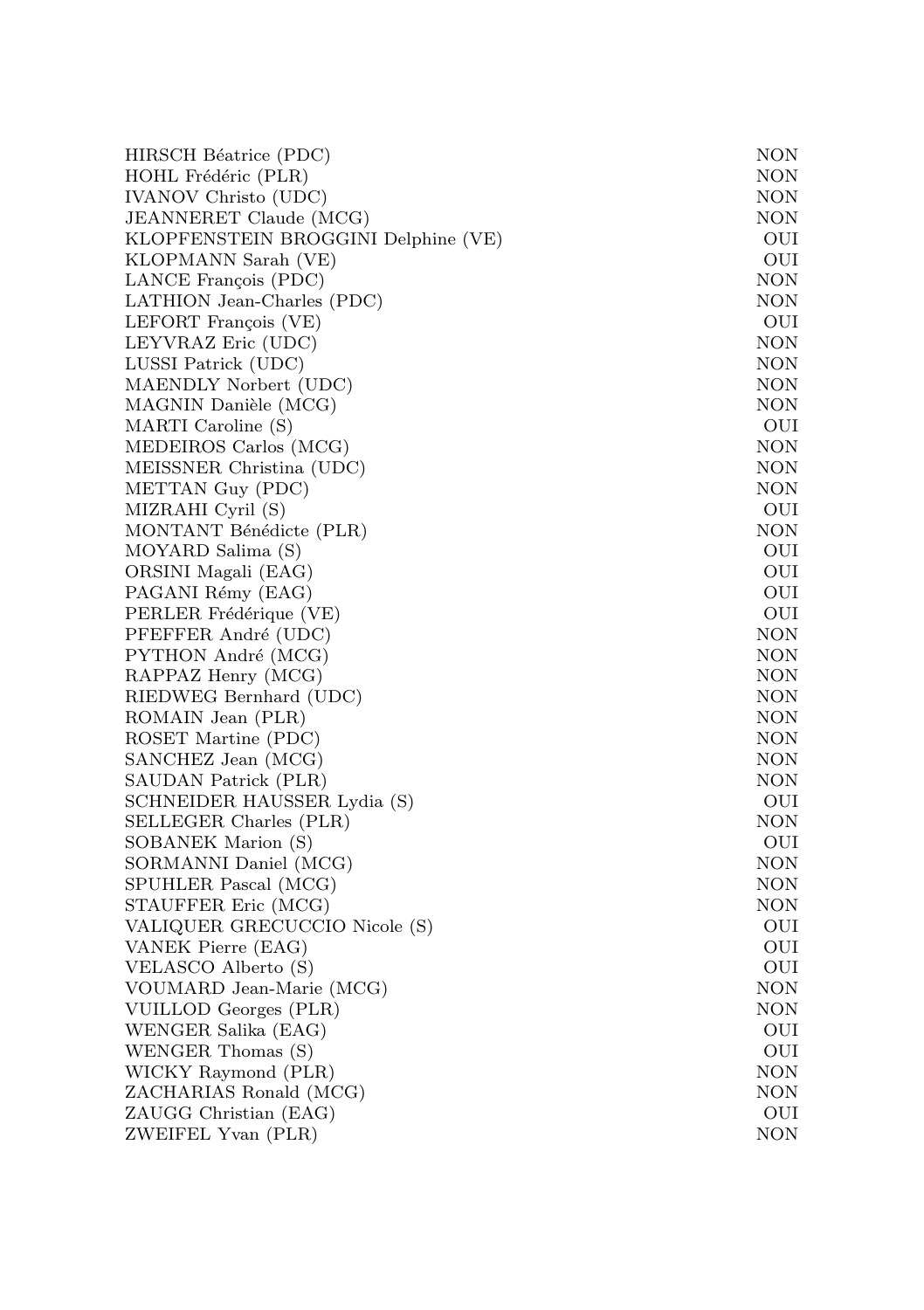| | |
|---|---|
| HIRSCH Béatrice (PDC) | NON |
| HOHL Frédéric (PLR) | NON |
| IVANOV Christo (UDC) | NON |
| JEANNERET Claude (MCG) | NON |
| KLOPFENSTEIN BROGGINI Delphine (VE) | OUI |
| KLOPMANN Sarah (VE) | OUI |
| LANCE François (PDC) | NON |
| LATHION Jean-Charles (PDC) | NON |
| LEFORT François (VE) | OUI |
| LEYVRAZ Eric (UDC) | NON |
| LUSSI Patrick (UDC) | NON |
| MAENDLY Norbert (UDC) | NON |
| MAGNIN Danièle (MCG) | NON |
| MARTI Caroline (S) | OUI |
| MEDEIROS Carlos (MCG) | NON |
| MEISSNER Christina (UDC) | NON |
| METTAN Guy (PDC) | NON |
| MIZRAHI Cyril (S) | OUI |
| MONTANT Bénédicte (PLR) | NON |
| MOYARD Salima (S) | OUI |
| ORSINI Magali (EAG) | OUI |
| PAGANI Rémy (EAG) | OUI |
| PERLER Frédérique (VE) | OUI |
| PFEFFER André (UDC) | NON |
| PYTHON André (MCG) | NON |
| RAPPAZ Henry (MCG) | NON |
| RIEDWEG Bernhard (UDC) | NON |
| ROMAIN Jean (PLR) | NON |
| ROSET Martine (PDC) | NON |
| SANCHEZ Jean (MCG) | NON |
| SAUDAN Patrick (PLR) | NON |
| SCHNEIDER HAUSSER Lydia (S) | OUI |
| SELLEGER Charles (PLR) | NON |
| SOBANEK Marion (S) | OUI |
| SORMANNI Daniel (MCG) | NON |
| SPUHLER Pascal (MCG) | NON |
| STAUFFER Eric (MCG) | NON |
| VALIQUER GRECUCCIO Nicole (S) | OUI |
| VANEK Pierre (EAG) | OUI |
| VELASCO Alberto (S) | OUI |
| VOUMARD Jean-Marie (MCG) | NON |
| VUILLOD Georges (PLR) | NON |
| WENGER Salika (EAG) | OUI |
| WENGER Thomas (S) | OUI |
| WICKY Raymond (PLR) | NON |
| ZACHARIAS Ronald (MCG) | NON |
| ZAUGG Christian (EAG) | OUI |
| ZWEIFEL Yvan (PLR) | NON |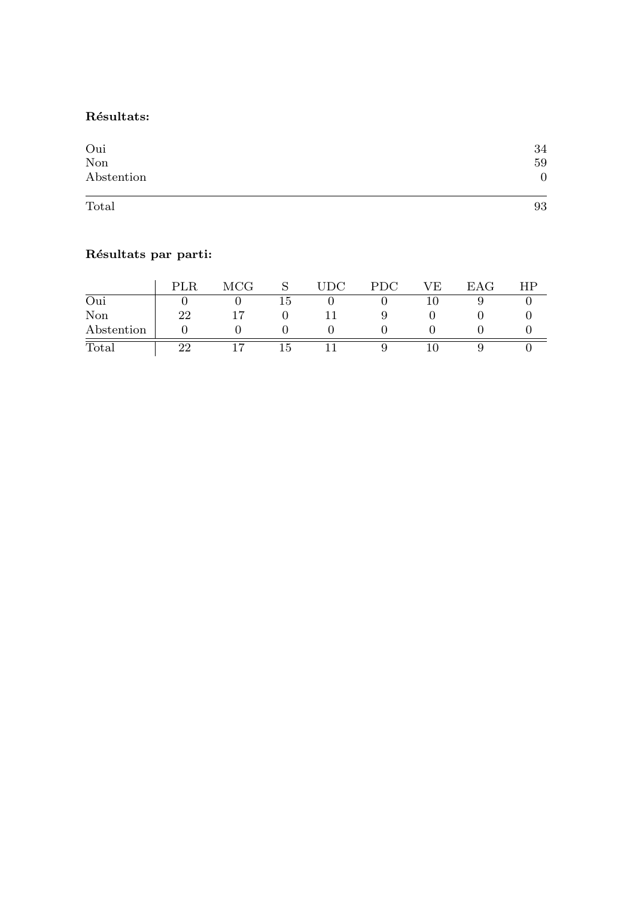**Résultats:**

| | |
|---|---|
| Oui | 34 |
| Non | 59 |
| Abstention | 0 |
| Total | 93 |

**Résultats par parti:**

| | PLR | MCG | S | UDC | PDC | VE | EAG | HP |
|---|---|---|---|---|---|---|---|---|
| Oui | 0 | 0 | 15 | 0 | 0 | 10 | 9 | 0 |
| Non | 22 | 17 | 0 | 11 | 9 | 0 | 0 | 0 |
| Abstention | 0 | 0 | 0 | 0 | 0 | 0 | 0 | 0 |
| Total | 22 | 17 | 15 | 11 | 9 | 10 | 9 | 0 |